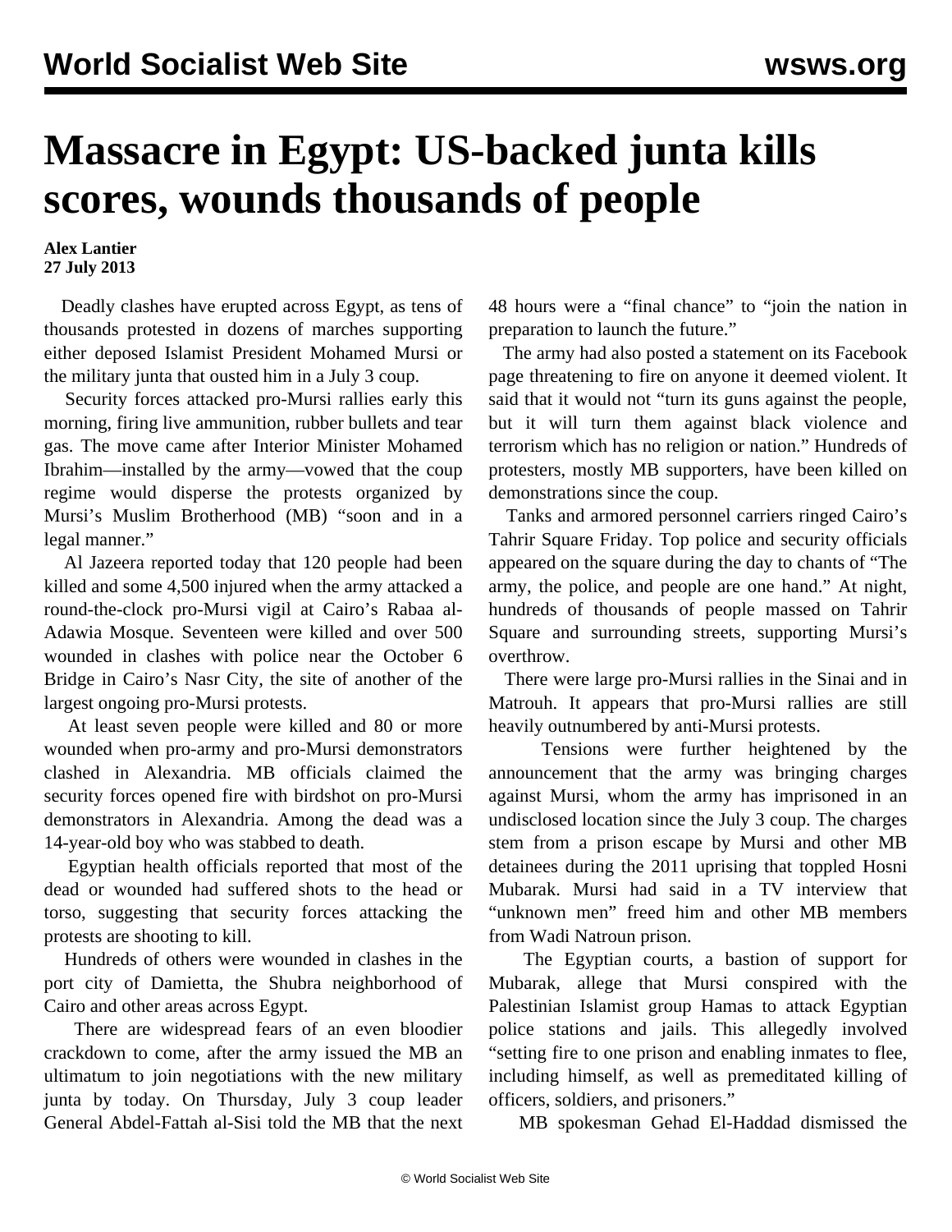# Massacre in Egypt: US-backed junta kills scores, wounds thousands of people

**Alex Lantier**
**27 July 2013**

Deadly clashes have erupted across Egypt, as tens of thousands protested in dozens of marches supporting either deposed Islamist President Mohamed Mursi or the military junta that ousted him in a July 3 coup.

Security forces attacked pro-Mursi rallies early this morning, firing live ammunition, rubber bullets and tear gas. The move came after Interior Minister Mohamed Ibrahim—installed by the army—vowed that the coup regime would disperse the protests organized by Mursi's Muslim Brotherhood (MB) "soon and in a legal manner."

Al Jazeera reported today that 120 people had been killed and some 4,500 injured when the army attacked a round-the-clock pro-Mursi vigil at Cairo's Rabaa al-Adawia Mosque. Seventeen were killed and over 500 wounded in clashes with police near the October 6 Bridge in Cairo's Nasr City, the site of another of the largest ongoing pro-Mursi protests.

At least seven people were killed and 80 or more wounded when pro-army and pro-Mursi demonstrators clashed in Alexandria. MB officials claimed the security forces opened fire with birdshot on pro-Mursi demonstrators in Alexandria. Among the dead was a 14-year-old boy who was stabbed to death.

Egyptian health officials reported that most of the dead or wounded had suffered shots to the head or torso, suggesting that security forces attacking the protests are shooting to kill.

Hundreds of others were wounded in clashes in the port city of Damietta, the Shubra neighborhood of Cairo and other areas across Egypt.

There are widespread fears of an even bloodier crackdown to come, after the army issued the MB an ultimatum to join negotiations with the new military junta by today. On Thursday, July 3 coup leader General Abdel-Fattah al-Sisi told the MB that the next 48 hours were a "final chance" to "join the nation in preparation to launch the future."

The army had also posted a statement on its Facebook page threatening to fire on anyone it deemed violent. It said that it would not "turn its guns against the people, but it will turn them against black violence and terrorism which has no religion or nation." Hundreds of protesters, mostly MB supporters, have been killed on demonstrations since the coup.

Tanks and armored personnel carriers ringed Cairo's Tahrir Square Friday. Top police and security officials appeared on the square during the day to chants of "The army, the police, and people are one hand." At night, hundreds of thousands of people massed on Tahrir Square and surrounding streets, supporting Mursi's overthrow.

There were large pro-Mursi rallies in the Sinai and in Matrouh. It appears that pro-Mursi rallies are still heavily outnumbered by anti-Mursi protests.

Tensions were further heightened by the announcement that the army was bringing charges against Mursi, whom the army has imprisoned in an undisclosed location since the July 3 coup. The charges stem from a prison escape by Mursi and other MB detainees during the 2011 uprising that toppled Hosni Mubarak. Mursi had said in a TV interview that "unknown men" freed him and other MB members from Wadi Natroun prison.

The Egyptian courts, a bastion of support for Mubarak, allege that Mursi conspired with the Palestinian Islamist group Hamas to attack Egyptian police stations and jails. This allegedly involved "setting fire to one prison and enabling inmates to flee, including himself, as well as premeditated killing of officers, soldiers, and prisoners."

MB spokesman Gehad El-Haddad dismissed the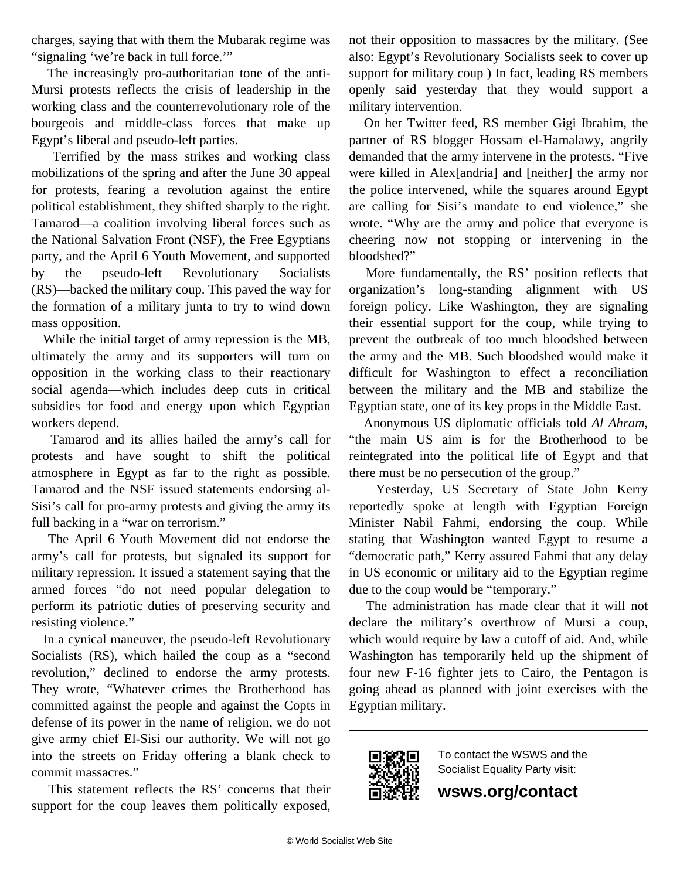charges, saying that with them the Mubarak regime was "signaling 'we're back in full force.'"

The increasingly pro-authoritarian tone of the anti-Mursi protests reflects the crisis of leadership in the working class and the counterrevolutionary role of the bourgeois and middle-class forces that make up Egypt's liberal and pseudo-left parties.

Terrified by the mass strikes and working class mobilizations of the spring and after the June 30 appeal for protests, fearing a revolution against the entire political establishment, they shifted sharply to the right. Tamarod—a coalition involving liberal forces such as the National Salvation Front (NSF), the Free Egyptians party, and the April 6 Youth Movement, and supported by the pseudo-left Revolutionary Socialists (RS)—backed the military coup. This paved the way for the formation of a military junta to try to wind down mass opposition.

While the initial target of army repression is the MB, ultimately the army and its supporters will turn on opposition in the working class to their reactionary social agenda—which includes deep cuts in critical subsidies for food and energy upon which Egyptian workers depend.

Tamarod and its allies hailed the army's call for protests and have sought to shift the political atmosphere in Egypt as far to the right as possible. Tamarod and the NSF issued statements endorsing al-Sisi's call for pro-army protests and giving the army its full backing in a "war on terrorism."

The April 6 Youth Movement did not endorse the army's call for protests, but signaled its support for military repression. It issued a statement saying that the armed forces "do not need popular delegation to perform its patriotic duties of preserving security and resisting violence."

In a cynical maneuver, the pseudo-left Revolutionary Socialists (RS), which hailed the coup as a "second revolution," declined to endorse the army protests. They wrote, "Whatever crimes the Brotherhood has committed against the people and against the Copts in defense of its power in the name of religion, we do not give army chief El-Sisi our authority. We will not go into the streets on Friday offering a blank check to commit massacres."

This statement reflects the RS' concerns that their support for the coup leaves them politically exposed, not their opposition to massacres by the military. (See also: Egypt's Revolutionary Socialists seek to cover up support for military coup ) In fact, leading RS members openly said yesterday that they would support a military intervention.

On her Twitter feed, RS member Gigi Ibrahim, the partner of RS blogger Hossam el-Hamalawy, angrily demanded that the army intervene in the protests. "Five were killed in Alex[andria] and [neither] the army nor the police intervened, while the squares around Egypt are calling for Sisi's mandate to end violence," she wrote. "Why are the army and police that everyone is cheering now not stopping or intervening in the bloodshed?"

More fundamentally, the RS' position reflects that organization's long-standing alignment with US foreign policy. Like Washington, they are signaling their essential support for the coup, while trying to prevent the outbreak of too much bloodshed between the army and the MB. Such bloodshed would make it difficult for Washington to effect a reconciliation between the military and the MB and stabilize the Egyptian state, one of its key props in the Middle East.

Anonymous US diplomatic officials told *Al Ahram*, "the main US aim is for the Brotherhood to be reintegrated into the political life of Egypt and that there must be no persecution of the group."

Yesterday, US Secretary of State John Kerry reportedly spoke at length with Egyptian Foreign Minister Nabil Fahmi, endorsing the coup. While stating that Washington wanted Egypt to resume a "democratic path," Kerry assured Fahmi that any delay in US economic or military aid to the Egyptian regime due to the coup would be "temporary."

The administration has made clear that it will not declare the military's overthrow of Mursi a coup, which would require by law a cutoff of aid. And, while Washington has temporarily held up the shipment of four new F-16 fighter jets to Cairo, the Pentagon is going ahead as planned with joint exercises with the Egyptian military.

To contact the WSWS and the Socialist Equality Party visit:

**wsws.org/contact**